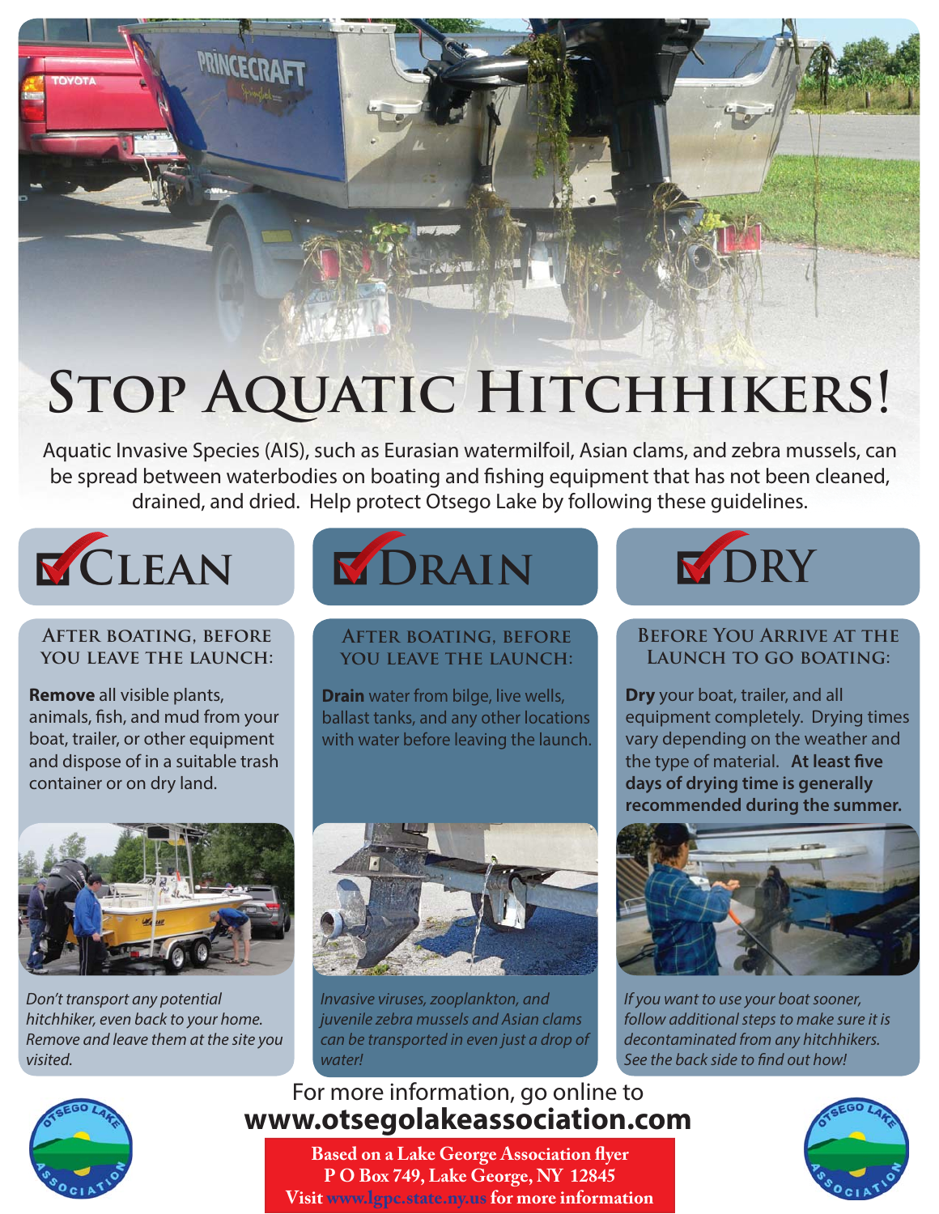# Stop Aquatic Hitchhikers!

Aquatic Invasive Species (AIS), such as Eurasian watermilfoil, Asian clams, and zebra mussels, can be spread between waterbodies on boating and fishing equipment that has not been cleaned, drained, and dried. Help protect Otsego Lake by following these guidelines.

## ☑ Clean

### After boating, before you leave the launch:

**Remove** all visible plants, animals, fish, and mud from your boat, trailer, or other equipment and dispose of in a suitable trash container or on dry land.

*Don't transport any potential hitchhiker, even back to your home. Remove and leave them at the site you visited.*

## ☑ Drain

### After boating, before you leave the launch:

**Drain** water from bilge, live wells, ballast tanks, and any other locations with water before leaving the launch.

*Invasive viruses, zooplankton, and juvenile zebra mussels and Asian clams can be transported in even just a drop of water!*

## ☑ Dry

### Before you arrive at the launch to go boating:

**Dry** your boat, trailer, and all equipment completely. Drying times vary depending on the weather and the type of material. **At least five days of drying time is generally recommended during the summer.**

*If you want to use your boat sooner, follow additional steps to make sure it is decontaminated from any hitchhikers. See the back side to find out how!*

For more information, go online to
**www.otsegolakeassociation.com**

**Based on a Lake George Association flyer**
**P O Box 749, Lake George, NY 12845**
**Visit www.lgpc.state.ny.us for more information**

Otsego Lake Association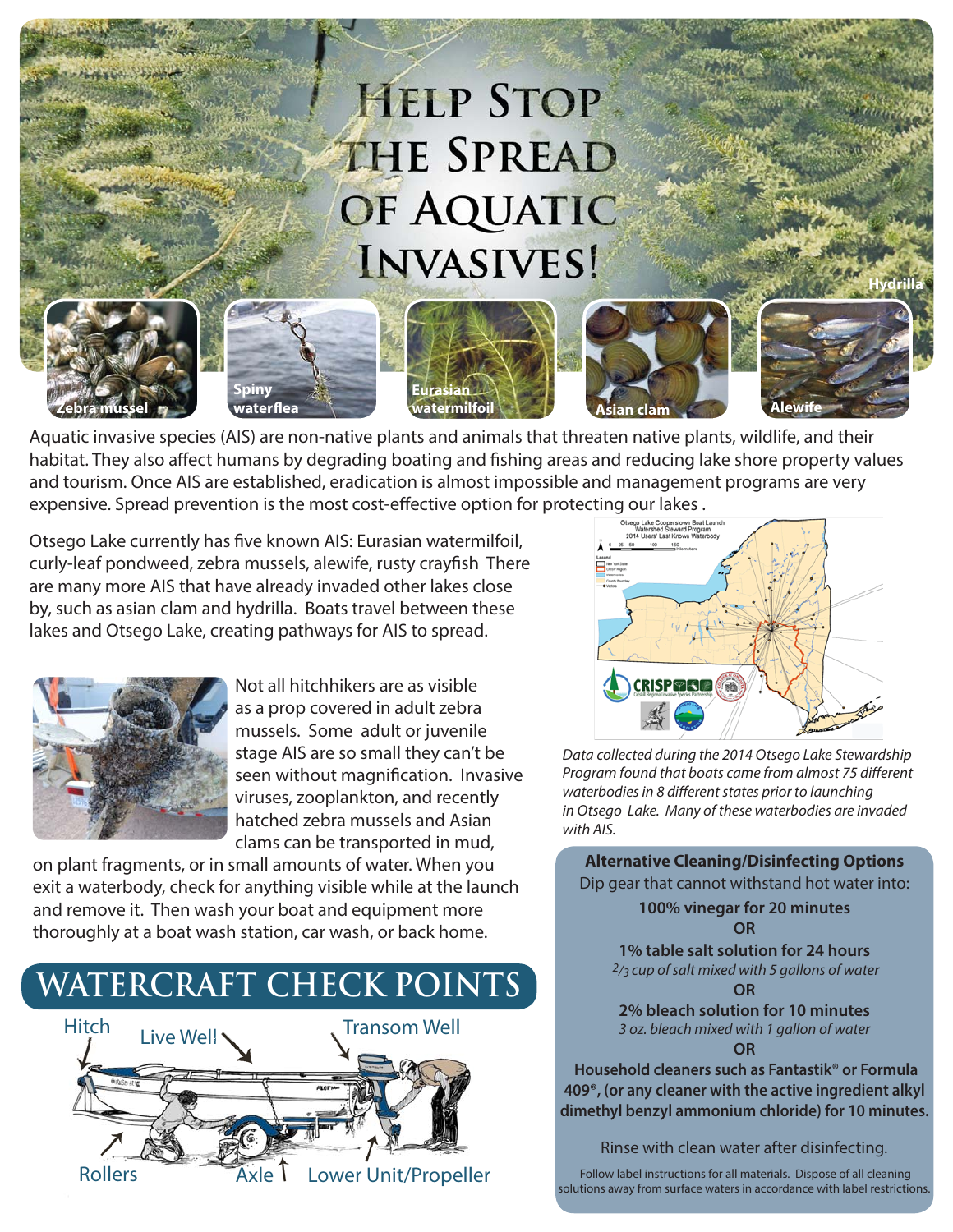# Help Stop the Spread of Aquatic Invasives!

Zebra mussel

Spiny waterflea

Eurasian watermilfoil

Asian clam

Alewife

Hydrilla

Aquatic invasive species (AIS) are non-native plants and animals that threaten native plants, wildlife, and their habitat. They also affect humans by degrading boating and fishing areas and reducing lake shore property values and tourism. Once AIS are established, eradication is almost impossible and management programs are very expensive. Spread prevention is the most cost-effective option for protecting our lakes .

Otsego Lake currently has five known AIS: Eurasian watermilfoil, curly-leaf pondweed, zebra mussels, alewife, rusty crayfish There are many more AIS that have already invaded other lakes close by, such as asian clam and hydrilla. Boats travel between these lakes and Otsego Lake, creating pathways for AIS to spread.

Not all hitchhikers are as visible as a prop covered in adult zebra mussels. Some adult or juvenile stage AIS are so small they can't be seen without magnification. Invasive viruses, zooplankton, and recently hatched zebra mussels and Asian clams can be transported in mud, on plant fragments, or in small amounts of water. When you exit a waterbody, check for anything visible while at the launch and remove it. Then wash your boat and equipment more thoroughly at a boat wash station, car wash, or back home.

Otsego Lake Cooperstown Boat Launch Watershed Steward Program 2014 Users' Last Known Waterbody

*Data collected during the 2014 Otsego Lake Stewardship Program found that boats came from almost 75 different waterbodies in 8 different states prior to launching in Otsego Lake. Many of these waterbodies are invaded with AIS.*

## WATERCRAFT CHECK POINTS

Hitch

Live Well

Transom Well

Rollers

Axle

Lower Unit/Propeller

### Alternative Cleaning/Disinfecting Options

Dip gear that cannot withstand hot water into:

**100% vinegar for 20 minutes**

**OR**

**1% table salt solution for 24 hours**

*2/3 cup of salt mixed with 5 gallons of water*

**OR**

**2% bleach solution for 10 minutes**

*3 oz. bleach mixed with 1 gallon of water*

**OR**

**Household cleaners such as Fantastik® or Formula 409®, (or any cleaner with the active ingredient alkyl dimethyl benzyl ammonium chloride) for 10 minutes.**

Rinse with clean water after disinfecting.

Follow label instructions for all materials. Dispose of all cleaning solutions away from surface waters in accordance with label restrictions.